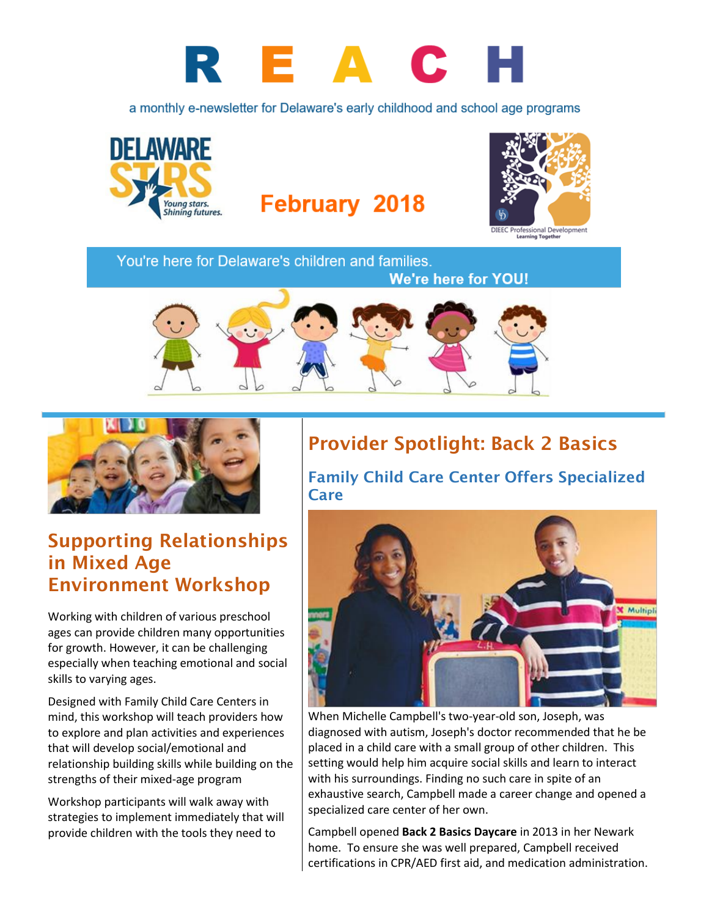# R E A C H

a monthly e-newsletter for Delaware's early childhood and school age programs

February 2018

You're here for Delaware's children and families.
**We're here for YOU!**

## Supporting Relationships in Mixed Age Environment Workshop

Working with children of various preschool ages can provide children many opportunities for growth. However, it can be challenging especially when teaching emotional and social skills to varying ages.

Designed with Family Child Care Centers in mind, this workshop will teach providers how to explore and plan activities and experiences that will develop social/emotional and relationship building skills while building on the strengths of their mixed-age program

Workshop participants will walk away with strategies to implement immediately that will provide children with the tools they need to

## Provider Spotlight: Back 2 Basics

### Family Child Care Center Offers Specialized Care

When Michelle Campbell's two-year-old son, Joseph, was diagnosed with autism, Joseph's doctor recommended that he be placed in a child care with a small group of other children. This setting would help him acquire social skills and learn to interact with his surroundings. Finding no such care in spite of an exhaustive search, Campbell made a career change and opened a specialized care center of her own.

Campbell opened **Back 2 Basics Daycare** in 2013 in her Newark home. To ensure she was well prepared, Campbell received certifications in CPR/AED first aid, and medication administration.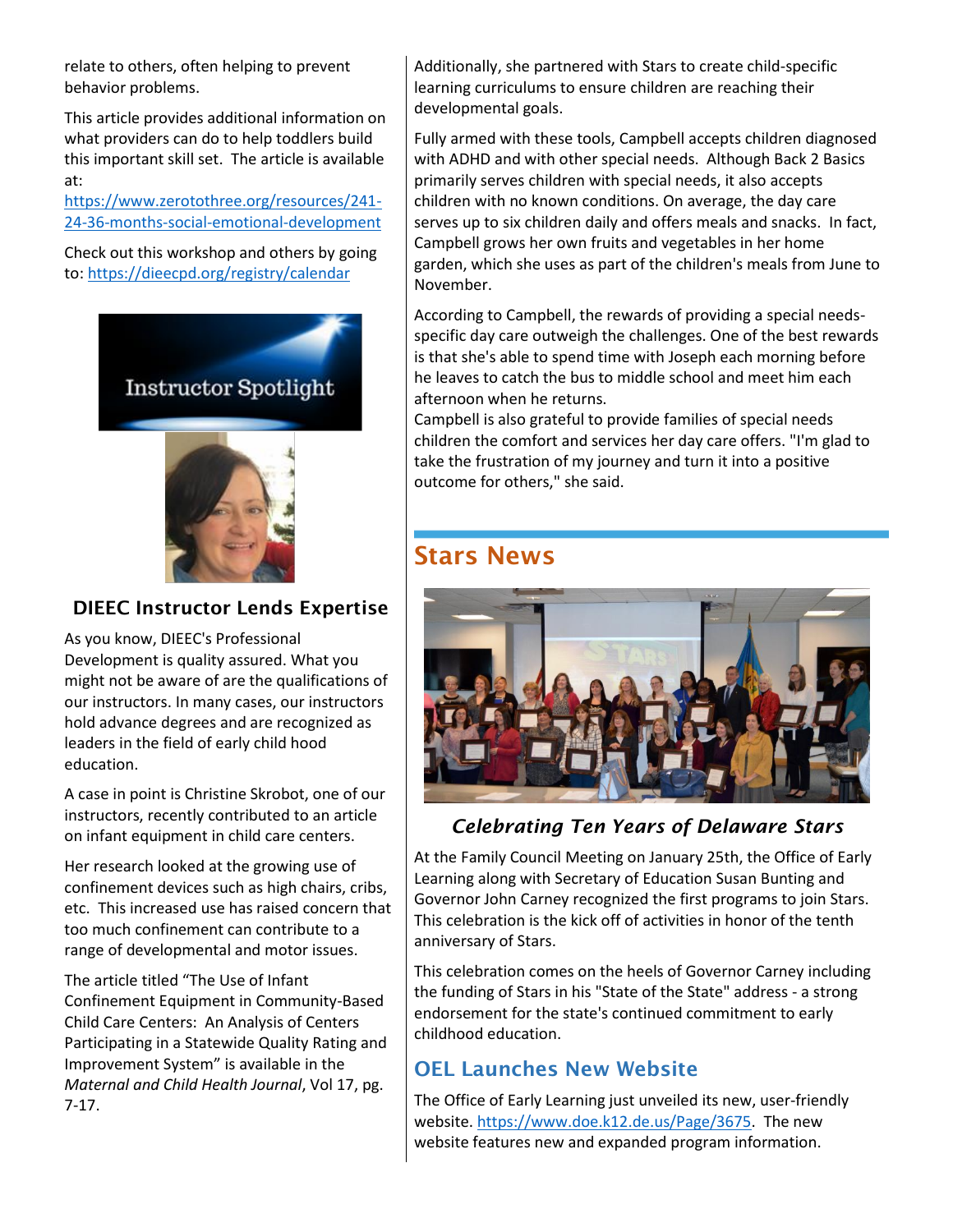relate to others, often helping to prevent behavior problems.

This article provides additional information on what providers can do to help toddlers build this important skill set. The article is available at: https://www.zerotothree.org/resources/241-24-36-months-social-emotional-development

Check out this workshop and others by going to: https://dieecpd.org/registry/calendar

Instructor Spotlight

## DIEEC Instructor Lends Expertise

As you know, DIEEC's Professional Development is quality assured. What you might not be aware of are the qualifications of our instructors. In many cases, our instructors hold advance degrees and are recognized as leaders in the field of early child hood education.

A case in point is Christine Skrobot, one of our instructors, recently contributed to an article on infant equipment in child care centers.

Her research looked at the growing use of confinement devices such as high chairs, cribs, etc. This increased use has raised concern that too much confinement can contribute to a range of developmental and motor issues.

The article titled "The Use of Infant Confinement Equipment in Community-Based Child Care Centers: An Analysis of Centers Participating in a Statewide Quality Rating and Improvement System" is available in the *Maternal and Child Health Journal*, Vol 17, pg. 7-17.

Additionally, she partnered with Stars to create child-specific learning curriculums to ensure children are reaching their developmental goals.

Fully armed with these tools, Campbell accepts children diagnosed with ADHD and with other special needs. Although Back 2 Basics primarily serves children with special needs, it also accepts children with no known conditions. On average, the day care serves up to six children daily and offers meals and snacks. In fact, Campbell grows her own fruits and vegetables in her home garden, which she uses as part of the children's meals from June to November.

According to Campbell, the rewards of providing a special needs-specific day care outweigh the challenges. One of the best rewards is that she's able to spend time with Joseph each morning before he leaves to catch the bus to middle school and meet him each afternoon when he returns.

Campbell is also grateful to provide families of special needs children the comfort and services her day care offers. "I'm glad to take the frustration of my journey and turn it into a positive outcome for others," she said.

## Stars News

### *Celebrating Ten Years of Delaware Stars*

At the Family Council Meeting on January 25th, the Office of Early Learning along with Secretary of Education Susan Bunting and Governor John Carney recognized the first programs to join Stars. This celebration is the kick off of activities in honor of the tenth anniversary of Stars.

This celebration comes on the heels of Governor Carney including the funding of Stars in his "State of the State" address - a strong endorsement for the state's continued commitment to early childhood education.

### OEL Launches New Website

The Office of Early Learning just unveiled its new, user-friendly website. https://www.doe.k12.de.us/Page/3675. The new website features new and expanded program information.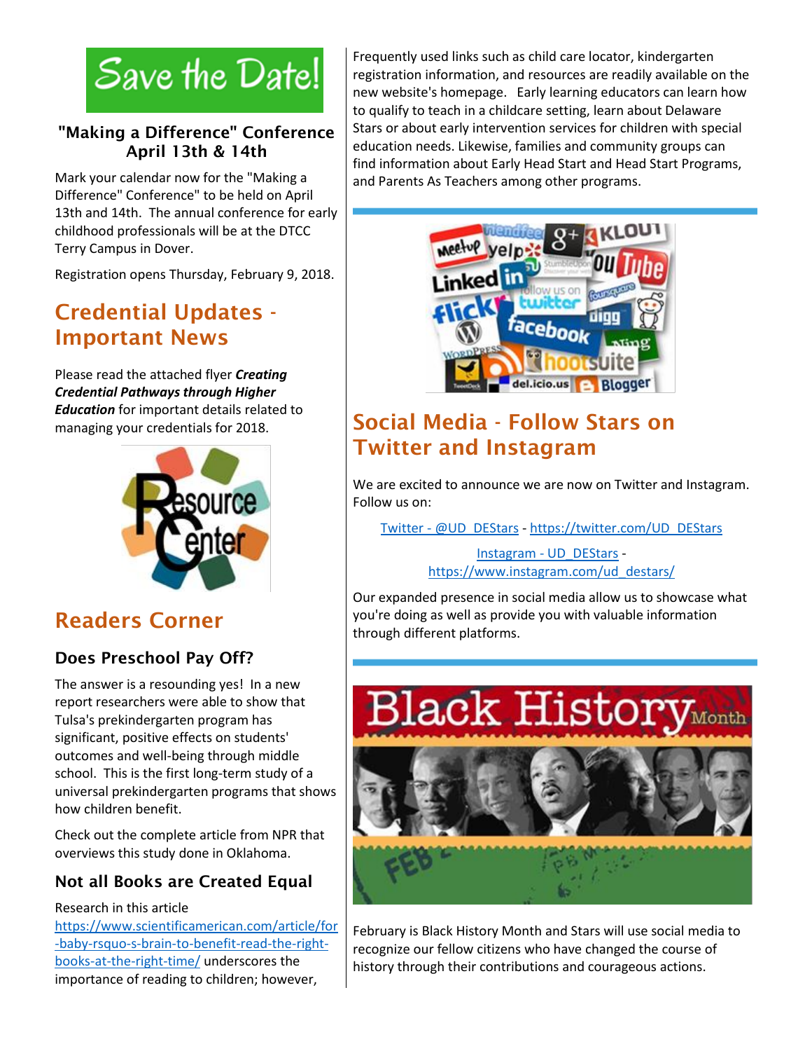# Save the Date!

### "Making a Difference" Conference April 13th & 14th

Mark your calendar now for the "Making a Difference" Conference" to be held on April 13th and 14th. The annual conference for early childhood professionals will be at the DTCC Terry Campus in Dover.

Registration opens Thursday, February 9, 2018.

## Credential Updates - Important News

Please read the attached flyer ***Creating Credential Pathways through Higher Education*** for important details related to managing your credentials for 2018.

## Readers Corner

### Does Preschool Pay Off?

The answer is a resounding yes! In a new report researchers were able to show that Tulsa's prekindergarten program has significant, positive effects on students' outcomes and well-being through middle school. This is the first long-term study of a universal prekindergarten programs that shows how children benefit.

Check out the complete article from NPR that overviews this study done in Oklahoma.

### Not all Books are Created Equal

Research in this article https://www.scientificamerican.com/article/for-baby-rsquo-s-brain-to-benefit-read-the-right-books-at-the-right-time/ underscores the importance of reading to children; however,

Frequently used links such as child care locator, kindergarten registration information, and resources are readily available on the new website's homepage. Early learning educators can learn how to qualify to teach in a childcare setting, learn about Delaware Stars or about early intervention services for children with special education needs. Likewise, families and community groups can find information about Early Head Start and Head Start Programs, and Parents As Teachers among other programs.

## Social Media - Follow Stars on Twitter and Instagram

We are excited to announce we are now on Twitter and Instagram. Follow us on:

Twitter - @UD_DEStars - https://twitter.com/UD_DEStars

Instagram - UD_DEStars - https://www.instagram.com/ud_destars/

Our expanded presence in social media allow us to showcase what you're doing as well as provide you with valuable information through different platforms.

February is Black History Month and Stars will use social media to recognize our fellow citizens who have changed the course of history through their contributions and courageous actions.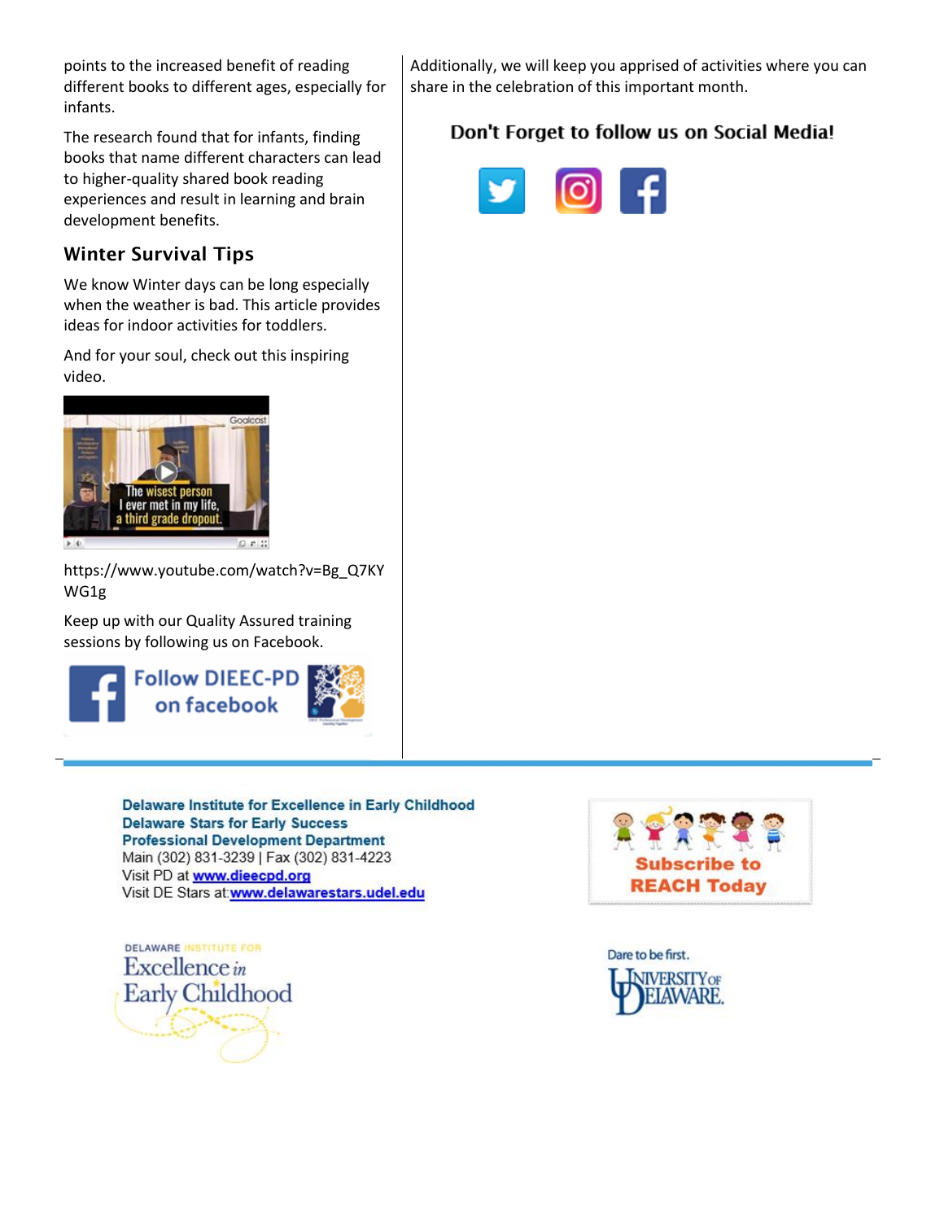points to the increased benefit of reading different books to different ages, especially for infants.

The research found that for infants, finding books that name different characters can lead to higher-quality shared book reading experiences and result in learning and brain development benefits.

## Winter Survival Tips

We know Winter days can be long especially when the weather is bad. This article provides ideas for indoor activities for toddlers.

And for your soul, check out this inspiring video.

https://www.youtube.com/watch?v=Bg_Q7KYWG1g

Keep up with our Quality Assured training sessions by following us on Facebook.

Follow DIEEC-PD on facebook

Additionally, we will keep you apprised of activities where you can share in the celebration of this important month.

### Don't Forget to follow us on Social Media!

**Delaware Institute for Excellence in Early Childhood**
**Delaware Stars for Early Success**
**Professional Development Department**
Main (302) 831-3239 | Fax (302) 831-4223
Visit PD at www.dieecpd.org
Visit DE Stars at www.delawarestars.udel.edu

Subscribe to REACH Today

Delaware Institute for Excellence in Early Childhood

Dare to be first. University of Delaware